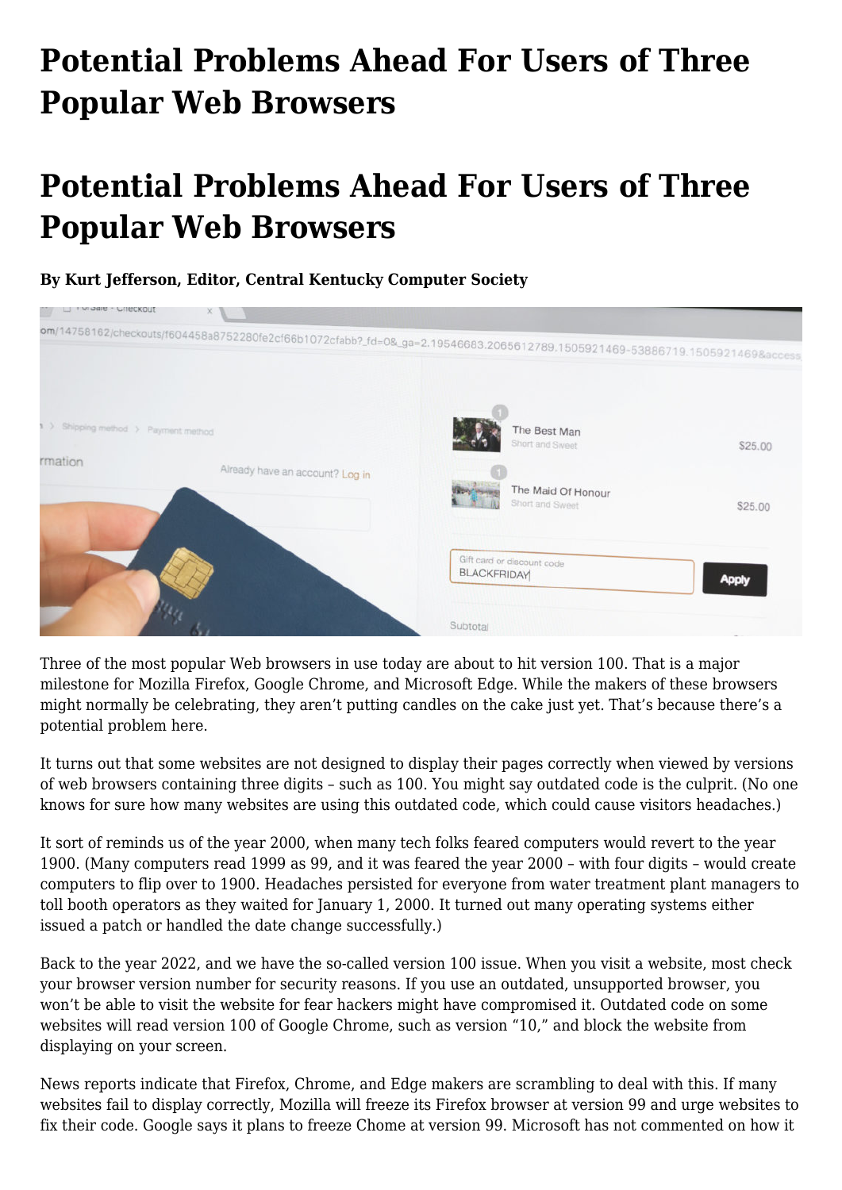# Potential Problems Ahead For Users of Three Popular Web Browsers

# Potential Problems Ahead For Users of Three Popular Web Browsers

**By Kurt Jefferson, Editor, Central Kentucky Computer Society**

Three of the most popular Web browsers in use today are about to hit version 100. That is a major milestone for Mozilla Firefox, Google Chrome, and Microsoft Edge. While the makers of these browsers might normally be celebrating, they aren't putting candles on the cake just yet. That's because there's a potential problem here.

It turns out that some websites are not designed to display their pages correctly when viewed by versions of web browsers containing three digits – such as 100. You might say outdated code is the culprit. (No one knows for sure how many websites are using this outdated code, which could cause visitors headaches.)

It sort of reminds us of the year 2000, when many tech folks feared computers would revert to the year 1900. (Many computers read 1999 as 99, and it was feared the year 2000 – with four digits – would create computers to flip over to 1900. Headaches persisted for everyone from water treatment plant managers to toll booth operators as they waited for January 1, 2000. It turned out many operating systems either issued a patch or handled the date change successfully.)

Back to the year 2022, and we have the so-called version 100 issue. When you visit a website, most check your browser version number for security reasons. If you use an outdated, unsupported browser, you won't be able to visit the website for fear hackers might have compromised it. Outdated code on some websites will read version 100 of Google Chrome, such as version "10," and block the website from displaying on your screen.

News reports indicate that Firefox, Chrome, and Edge makers are scrambling to deal with this. If many websites fail to display correctly, Mozilla will freeze its Firefox browser at version 99 and urge websites to fix their code. Google says it plans to freeze Chome at version 99. Microsoft has not commented on how it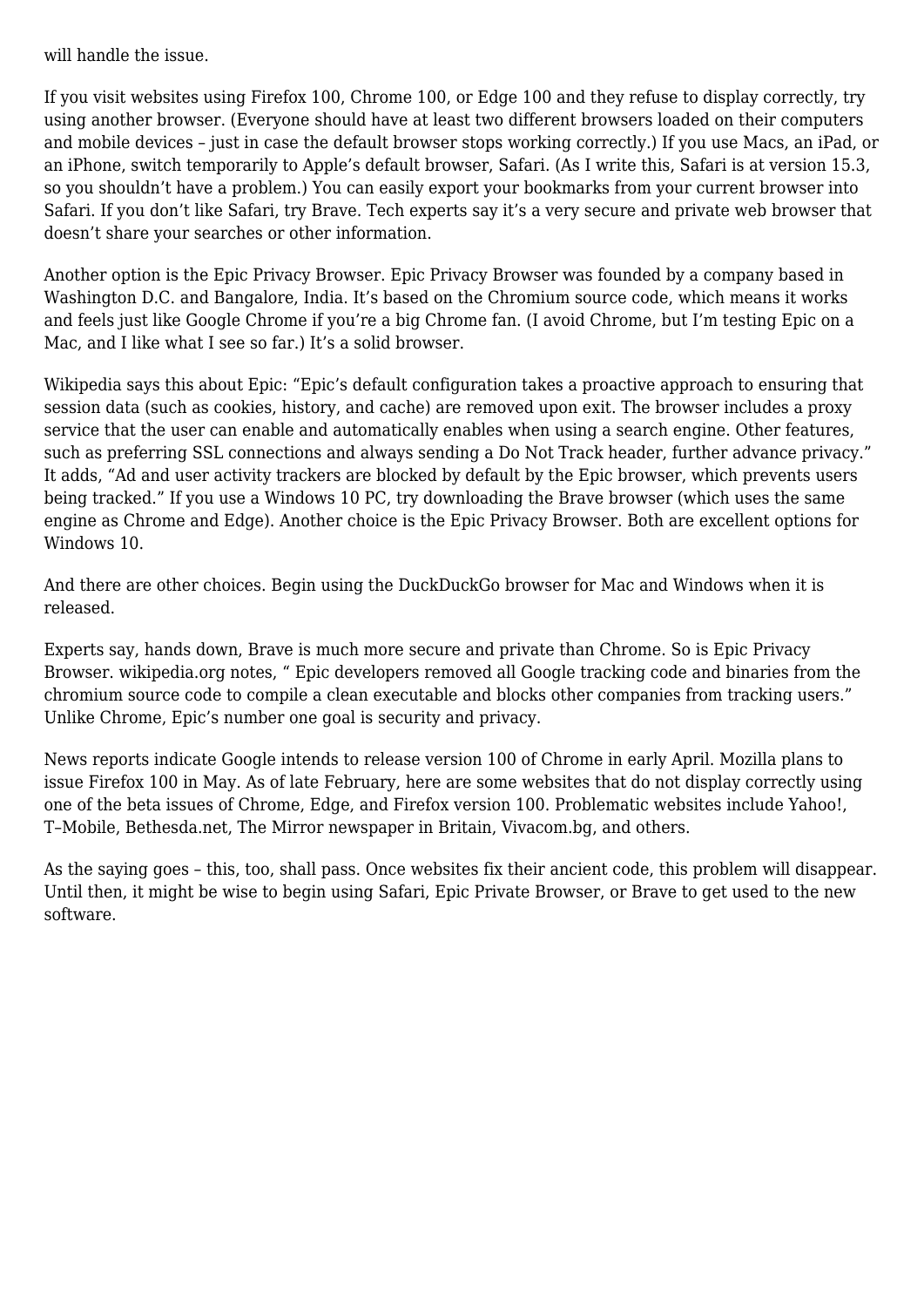will handle the issue.

If you visit websites using Firefox 100, Chrome 100, or Edge 100 and they refuse to display correctly, try using another browser. (Everyone should have at least two different browsers loaded on their computers and mobile devices – just in case the default browser stops working correctly.) If you use Macs, an iPad, or an iPhone, switch temporarily to Apple's default browser, Safari. (As I write this, Safari is at version 15.3, so you shouldn't have a problem.) You can easily export your bookmarks from your current browser into Safari. If you don't like Safari, try Brave. Tech experts say it's a very secure and private web browser that doesn't share your searches or other information.

Another option is the Epic Privacy Browser. Epic Privacy Browser was founded by a company based in Washington D.C. and Bangalore, India. It's based on the Chromium source code, which means it works and feels just like Google Chrome if you're a big Chrome fan. (I avoid Chrome, but I'm testing Epic on a Mac, and I like what I see so far.) It's a solid browser.

Wikipedia says this about Epic: "Epic's default configuration takes a proactive approach to ensuring that session data (such as cookies, history, and cache) are removed upon exit. The browser includes a proxy service that the user can enable and automatically enables when using a search engine. Other features, such as preferring SSL connections and always sending a Do Not Track header, further advance privacy." It adds, "Ad and user activity trackers are blocked by default by the Epic browser, which prevents users being tracked." If you use a Windows 10 PC, try downloading the Brave browser (which uses the same engine as Chrome and Edge). Another choice is the Epic Privacy Browser. Both are excellent options for Windows 10.

And there are other choices. Begin using the DuckDuckGo browser for Mac and Windows when it is released.

Experts say, hands down, Brave is much more secure and private than Chrome. So is Epic Privacy Browser. wikipedia.org notes, " Epic developers removed all Google tracking code and binaries from the chromium source code to compile a clean executable and blocks other companies from tracking users." Unlike Chrome, Epic's number one goal is security and privacy.

News reports indicate Google intends to release version 100 of Chrome in early April. Mozilla plans to issue Firefox 100 in May. As of late February, here are some websites that do not display correctly using one of the beta issues of Chrome, Edge, and Firefox version 100. Problematic websites include Yahoo!, T–Mobile, Bethesda.net, The Mirror newspaper in Britain, Vivacom.bg, and others.

As the saying goes – this, too, shall pass. Once websites fix their ancient code, this problem will disappear. Until then, it might be wise to begin using Safari, Epic Private Browser, or Brave to get used to the new software.